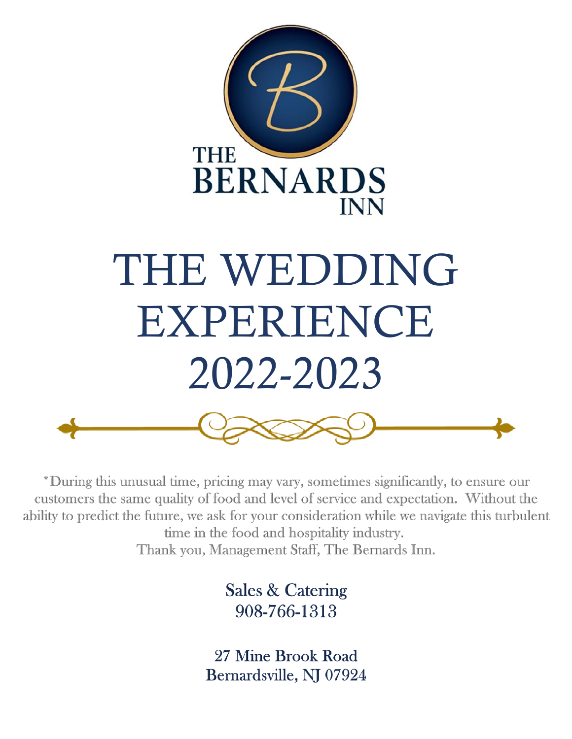THE BERNARDS INN

# THE WEDDING EXPERIENCE 2022-2023

*During this unusual time, pricing may vary, sometimes significantly, to ensure our customers the same quality of food and level of service and expectation. Without the ability to predict the future, we ask for your consideration while we navigate this turbulent time in the food and hospitality industry.
Thank you, Management Staff, The Bernards Inn.

Sales & Catering
908-766-1313

27 Mine Brook Road
Bernardsville, NJ 07924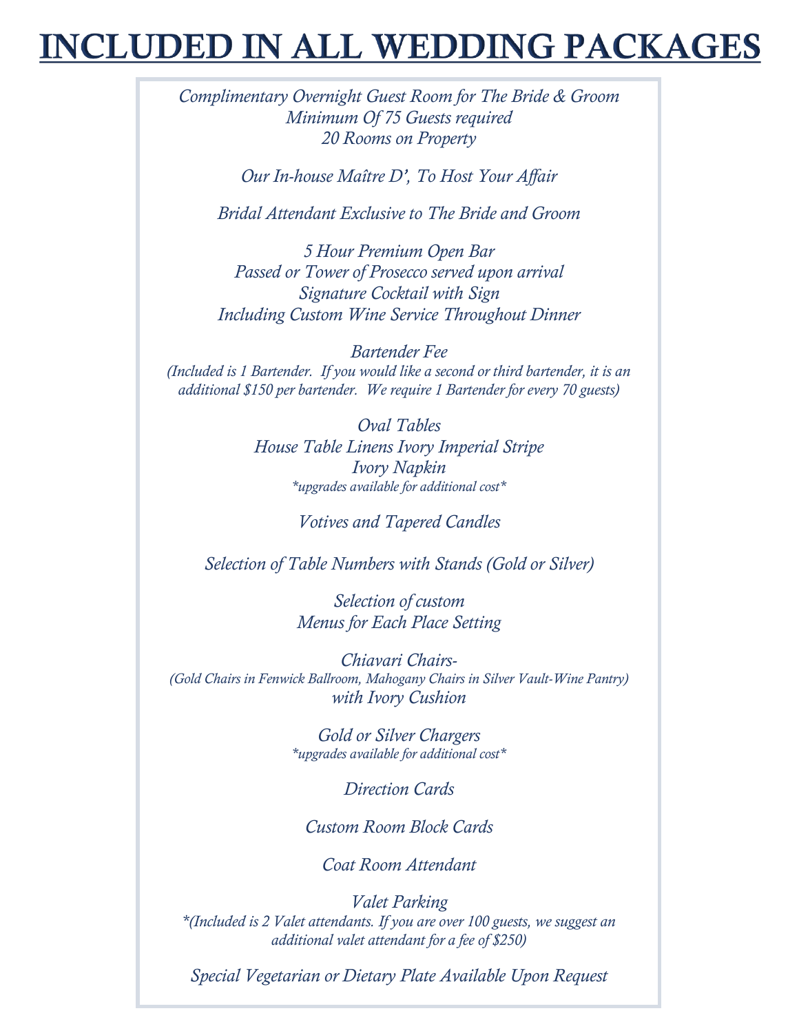# INCLUDED IN ALL WEDDING PACKAGES

*Complimentary Overnight Guest Room for The Bride & Groom*
*Minimum Of 75 Guests required*
*20 Rooms on Property*

*Our In-house Maître D', To Host Your Affair*

*Bridal Attendant Exclusive to The Bride and Groom*

*5 Hour Premium Open Bar*
*Passed or Tower of Prosecco served upon arrival*
*Signature Cocktail with Sign*
*Including Custom Wine Service Throughout Dinner*

*Bartender Fee*
*(Included is 1 Bartender. If you would like a second or third bartender, it is an additional $150 per bartender. We require 1 Bartender for every 70 guests)*

*Oval Tables*
*House Table Linens Ivory Imperial Stripe*
*Ivory Napkin*
*\*upgrades available for additional cost\**

*Votives and Tapered Candles*

*Selection of Table Numbers with Stands (Gold or Silver)*

*Selection of custom*
*Menus for Each Place Setting*

*Chiavari Chairs-*
*(Gold Chairs in Fenwick Ballroom, Mahogany Chairs in Silver Vault-Wine Pantry)*
*with Ivory Cushion*

*Gold or Silver Chargers*
*\*upgrades available for additional cost\**

*Direction Cards*

*Custom Room Block Cards*

*Coat Room Attendant*

*Valet Parking*
*\*(Included is 2 Valet attendants. If you are over 100 guests, we suggest an additional valet attendant for a fee of $250)*

*Special Vegetarian or Dietary Plate Available Upon Request*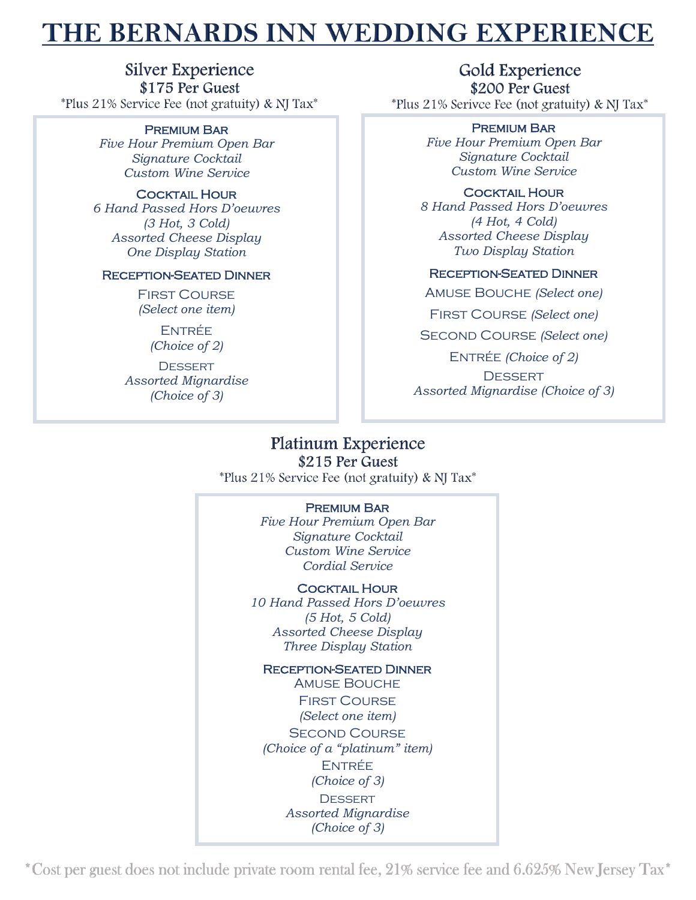# THE BERNARDS INN WEDDING EXPERIENCE

## Silver Experience

**$175 Per Guest**

*Plus 21% Service Fee (not gratuity) & NJ Tax*

### Premium Bar

*Five Hour Premium Open Bar*
*Signature Cocktail*
*Custom Wine Service*

### Cocktail Hour

*6 Hand Passed Hors D'oeuvres*
*(3 Hot, 3 Cold)*
*Assorted Cheese Display*
*One Display Station*

### Reception-Seated Dinner

First Course
*(Select one item)*

Entrée
*(Choice of 2)*

Dessert
*Assorted Mignardise*
*(Choice of 3)*

## Gold Experience

**$200 Per Guest**

*Plus 21% Serivce Fee (not gratuity) & NJ Tax*

### Premium Bar

*Five Hour Premium Open Bar*
*Signature Cocktail*
*Custom Wine Service*

### Cocktail Hour

*8 Hand Passed Hors D'oeuvres*
*(4 Hot, 4 Cold)*
*Assorted Cheese Display*
*Two Display Station*

### Reception-Seated Dinner

Amuse Bouche *(Select one)*

First Course *(Select one)*

Second Course *(Select one)*

Entrée *(Choice of 2)*

Dessert
*Assorted Mignardise (Choice of 3)*

## Platinum Experience

**$215 Per Guest**

*Plus 21% Service Fee (not gratuity) & NJ Tax*

### Premium Bar

*Five Hour Premium Open Bar*
*Signature Cocktail*
*Custom Wine Service*
*Cordial Service*

### Cocktail Hour

*10 Hand Passed Hors D'oeuvres*
*(5 Hot, 5 Cold)*
*Assorted Cheese Display*
*Three Display Station*

### Reception-Seated Dinner

Amuse Bouche

First Course
*(Select one item)*

Second Course
*(Choice of a "platinum" item)*

Entrée
*(Choice of 3)*

Dessert
*Assorted Mignardise*
*(Choice of 3)*

*Cost per guest does not include private room rental fee, 21% service fee and 6.625% New Jersey Tax*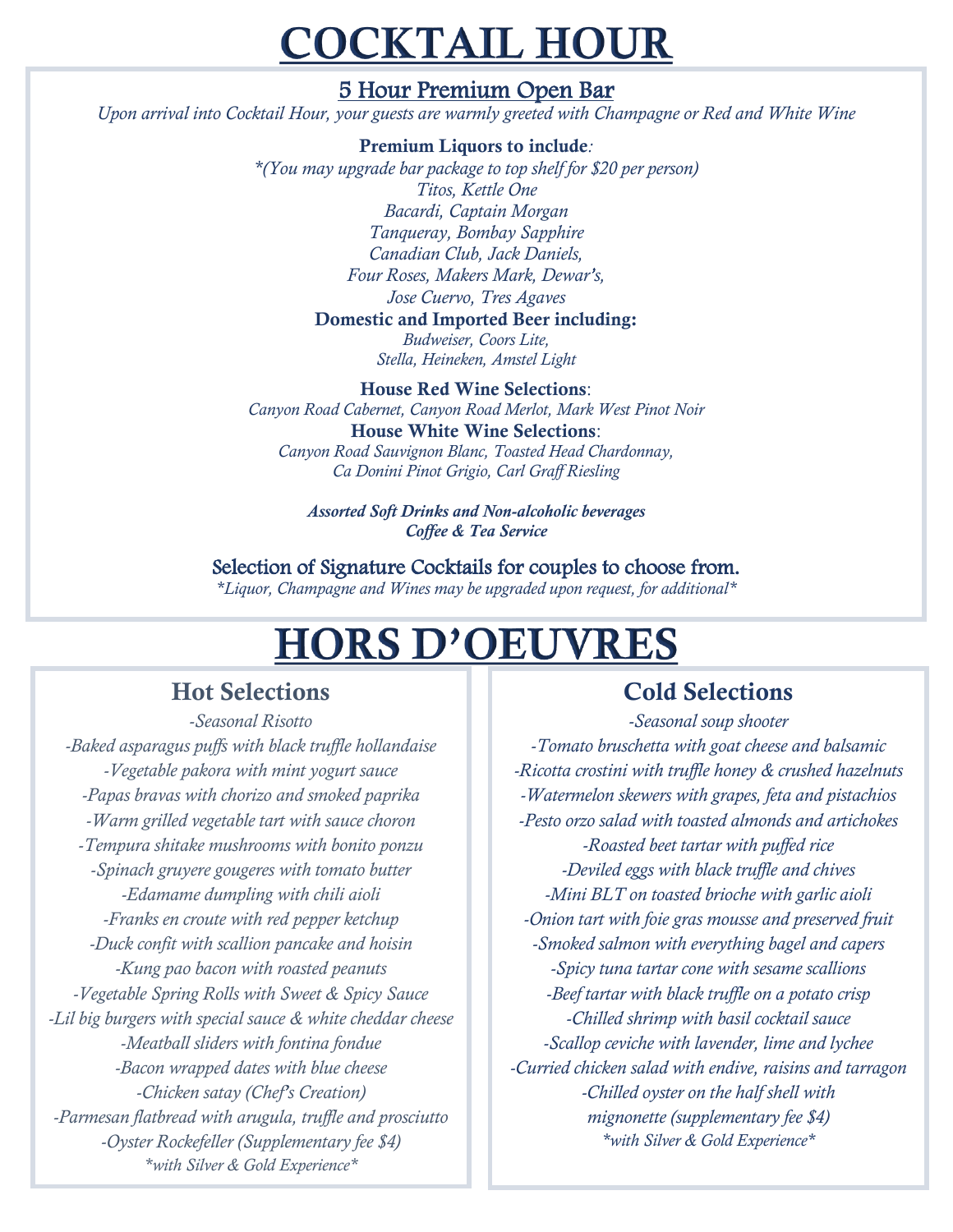# COCKTAIL HOUR

## 5 Hour Premium Open Bar

*Upon arrival into Cocktail Hour, your guests are warmly greeted with Champagne or Red and White Wine*

**Premium Liquors to include***:*

*\*(You may upgrade bar package to top shelf for $20 per person)*
*Titos, Kettle One*
*Bacardi, Captain Morgan*
*Tanqueray, Bombay Sapphire*
*Canadian Club, Jack Daniels,*
*Four Roses, Makers Mark, Dewar's,*
*Jose Cuervo, Tres Agaves*

**Domestic and Imported Beer including:**

*Budweiser, Coors Lite,*
*Stella, Heineken, Amstel Light*

**House Red Wine Selections**:

*Canyon Road Cabernet, Canyon Road Merlot, Mark West Pinot Noir*

**House White Wine Selections**:

*Canyon Road Sauvignon Blanc, Toasted Head Chardonnay,*
*Ca Donini Pinot Grigio, Carl Graff Riesling*

***Assorted Soft Drinks and Non-alcoholic beverages***
***Coffee & Tea Service***

Selection of Signature Cocktails for couples to choose from.

*\*Liquor, Champagne and Wines may be upgraded upon request, for additional\**

# HORS D'OEUVRES

## Hot Selections

*-Seasonal Risotto*
*-Baked asparagus puffs with black truffle hollandaise*
*-Vegetable pakora with mint yogurt sauce*
*-Papas bravas with chorizo and smoked paprika*
*-Warm grilled vegetable tart with sauce choron*
*-Tempura shitake mushrooms with bonito ponzu*
*-Spinach gruyere gougeres with tomato butter*
*-Edamame dumpling with chili aioli*
*-Franks en croute with red pepper ketchup*
*-Duck confit with scallion pancake and hoisin*
*-Kung pao bacon with roasted peanuts*
*-Vegetable Spring Rolls with Sweet & Spicy Sauce*
*-Lil big burgers with special sauce & white cheddar cheese*
*-Meatball sliders with fontina fondue*
*-Bacon wrapped dates with blue cheese*
*-Chicken satay (Chef's Creation)*
*-Parmesan flatbread with arugula, truffle and prosciutto*
*-Oyster Rockefeller (Supplementary fee $4)*
*\*with Silver & Gold Experience\**

## Cold Selections

*-Seasonal soup shooter*
*-Tomato bruschetta with goat cheese and balsamic*
*-Ricotta crostini with truffle honey & crushed hazelnuts*
*-Watermelon skewers with grapes, feta and pistachios*
*-Pesto orzo salad with toasted almonds and artichokes*
*-Roasted beet tartar with puffed rice*
*-Deviled eggs with black truffle and chives*
*-Mini BLT on toasted brioche with garlic aioli*
*-Onion tart with foie gras mousse and preserved fruit*
*-Smoked salmon with everything bagel and capers*
*-Spicy tuna tartar cone with sesame scallions*
*-Beef tartar with black truffle on a potato crisp*
*-Chilled shrimp with basil cocktail sauce*
*-Scallop ceviche with lavender, lime and lychee*
*-Curried chicken salad with endive, raisins and tarragon*
*-Chilled oyster on the half shell with*
*mignonette (supplementary fee $4)*
*\*with Silver & Gold Experience\**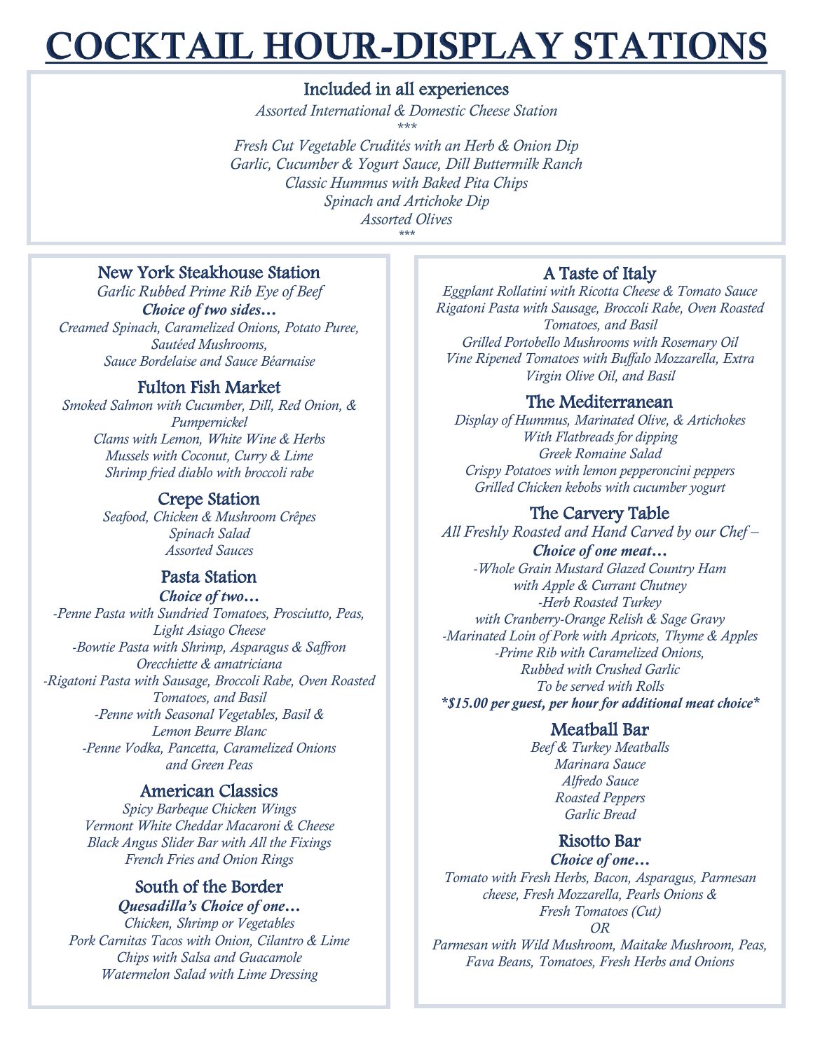# COCKTAIL HOUR-DISPLAY STATIONS

## Included in all experiences

*Assorted International & Domestic Cheese Station*

\*\*\*

*Fresh Cut Vegetable Crudités with an Herb & Onion Dip*
*Garlic, Cucumber & Yogurt Sauce, Dill Buttermilk Ranch*
*Classic Hummus with Baked Pita Chips*
*Spinach and Artichoke Dip*
*Assorted Olives*

\*\*\*

## New York Steakhouse Station

*Garlic Rubbed Prime Rib Eye of Beef*
***Choice of two sides…***
*Creamed Spinach, Caramelized Onions, Potato Puree, Sautéed Mushrooms,*
*Sauce Bordelaise and Sauce Béarnaise*

## Fulton Fish Market

*Smoked Salmon with Cucumber, Dill, Red Onion, & Pumpernickel*
*Clams with Lemon, White Wine & Herbs*
*Mussels with Coconut, Curry & Lime*
*Shrimp fried diablo with broccoli rabe*

## Crepe Station

*Seafood, Chicken & Mushroom Crêpes*
*Spinach Salad*
*Assorted Sauces*

## Pasta Station

***Choice of two…***
*-Penne Pasta with Sundried Tomatoes, Prosciutto, Peas, Light Asiago Cheese*
*-Bowtie Pasta with Shrimp, Asparagus & Saffron*
*Orecchiette & amatriciana*
*-Rigatoni Pasta with Sausage, Broccoli Rabe, Oven Roasted Tomatoes, and Basil*
*-Penne with Seasonal Vegetables, Basil & Lemon Beurre Blanc*
*-Penne Vodka, Pancetta, Caramelized Onions and Green Peas*

## American Classics

*Spicy Barbeque Chicken Wings*
*Vermont White Cheddar Macaroni & Cheese*
*Black Angus Slider Bar with All the Fixings*
*French Fries and Onion Rings*

## South of the Border

***Quesadilla's Choice of one…***
*Chicken, Shrimp or Vegetables*
*Pork Carnitas Tacos with Onion, Cilantro & Lime*
*Chips with Salsa and Guacamole*
*Watermelon Salad with Lime Dressing*

## A Taste of Italy

*Eggplant Rollatini with Ricotta Cheese & Tomato Sauce*
*Rigatoni Pasta with Sausage, Broccoli Rabe, Oven Roasted Tomatoes, and Basil*
*Grilled Portobello Mushrooms with Rosemary Oil*
*Vine Ripened Tomatoes with Buffalo Mozzarella, Extra Virgin Olive Oil, and Basil*

## The Mediterranean

*Display of Hummus, Marinated Olive, & Artichokes*
*With Flatbreads for dipping*
*Greek Romaine Salad*
*Crispy Potatoes with lemon pepperoncini peppers*
*Grilled Chicken kebobs with cucumber yogurt*

## The Carvery Table

*All Freshly Roasted and Hand Carved by our Chef –*
***Choice of one meat…***
*-Whole Grain Mustard Glazed Country Ham with Apple & Currant Chutney*
*-Herb Roasted Turkey with Cranberry-Orange Relish & Sage Gravy*
*-Marinated Loin of Pork with Apricots, Thyme & Apples*
*-Prime Rib with Caramelized Onions, Rubbed with Crushed Garlic*
*To be served with Rolls*
***\*$15.00 per guest, per hour for additional meat choice\****

## Meatball Bar

*Beef & Turkey Meatballs*
*Marinara Sauce*
*Alfredo Sauce*
*Roasted Peppers*
*Garlic Bread*

## Risotto Bar

***Choice of one…***
*Tomato with Fresh Herbs, Bacon, Asparagus, Parmesan cheese, Fresh Mozzarella, Pearls Onions & Fresh Tomatoes (Cut)*
*OR*
*Parmesan with Wild Mushroom, Maitake Mushroom, Peas, Fava Beans, Tomatoes, Fresh Herbs and Onions*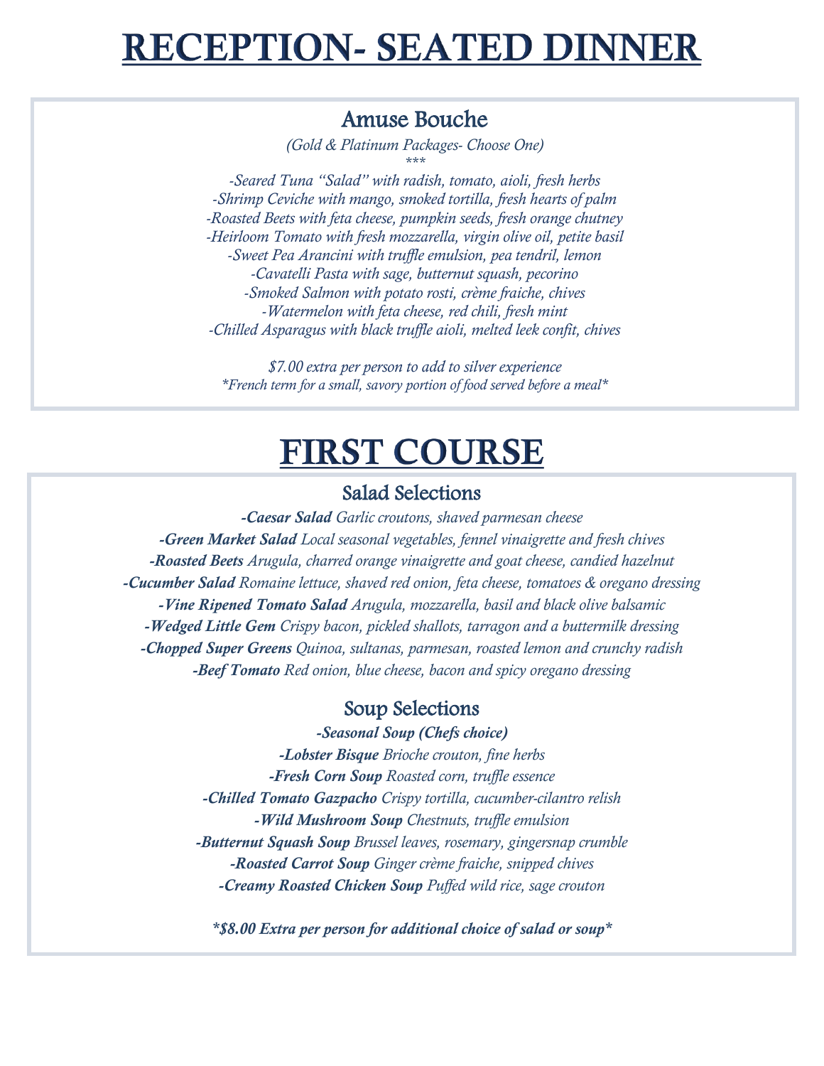# RECEPTION- SEATED DINNER

## Amuse Bouche

*(Gold & Platinum Packages- Choose One)*

*\*\*\**

*-Seared Tuna "Salad" with radish, tomato, aioli, fresh herbs*
*-Shrimp Ceviche with mango, smoked tortilla, fresh hearts of palm*
*-Roasted Beets with feta cheese, pumpkin seeds, fresh orange chutney*
*-Heirloom Tomato with fresh mozzarella, virgin olive oil, petite basil*
*-Sweet Pea Arancini with truffle emulsion, pea tendril, lemon*
*-Cavatelli Pasta with sage, butternut squash, pecorino*
*-Smoked Salmon with potato rosti, crème fraiche, chives*
*-Watermelon with feta cheese, red chili, fresh mint*
*-Chilled Asparagus with black truffle aioli, melted leek confit, chives*

*$7.00 extra per person to add to silver experience*
*\*French term for a small, savory portion of food served before a meal\**

# FIRST COURSE

## Salad Selections

***-Caesar Salad*** *Garlic croutons, shaved parmesan cheese*
***-Green Market Salad*** *Local seasonal vegetables, fennel vinaigrette and fresh chives*
***-Roasted Beets*** *Arugula, charred orange vinaigrette and goat cheese, candied hazelnut*
***-Cucumber Salad*** *Romaine lettuce, shaved red onion, feta cheese, tomatoes & oregano dressing*
***-Vine Ripened Tomato Salad*** *Arugula, mozzarella, basil and black olive balsamic*
***-Wedged Little Gem*** *Crispy bacon, pickled shallots, tarragon and a buttermilk dressing*
***-Chopped Super Greens*** *Quinoa, sultanas, parmesan, roasted lemon and crunchy radish*
***-Beef Tomato*** *Red onion, blue cheese, bacon and spicy oregano dressing*

## Soup Selections

***-Seasonal Soup (Chefs choice)***
***-Lobster Bisque*** *Brioche crouton, fine herbs*
***-Fresh Corn Soup*** *Roasted corn, truffle essence*
***-Chilled Tomato Gazpacho*** *Crispy tortilla, cucumber-cilantro relish*
***-Wild Mushroom Soup*** *Chestnuts, truffle emulsion*
***-Butternut Squash Soup*** *Brussel leaves, rosemary, gingersnap crumble*
***-Roasted Carrot Soup*** *Ginger crème fraiche, snipped chives*
***-Creamy Roasted Chicken Soup*** *Puffed wild rice, sage crouton*

***\*$8.00 Extra per person for additional choice of salad or soup\****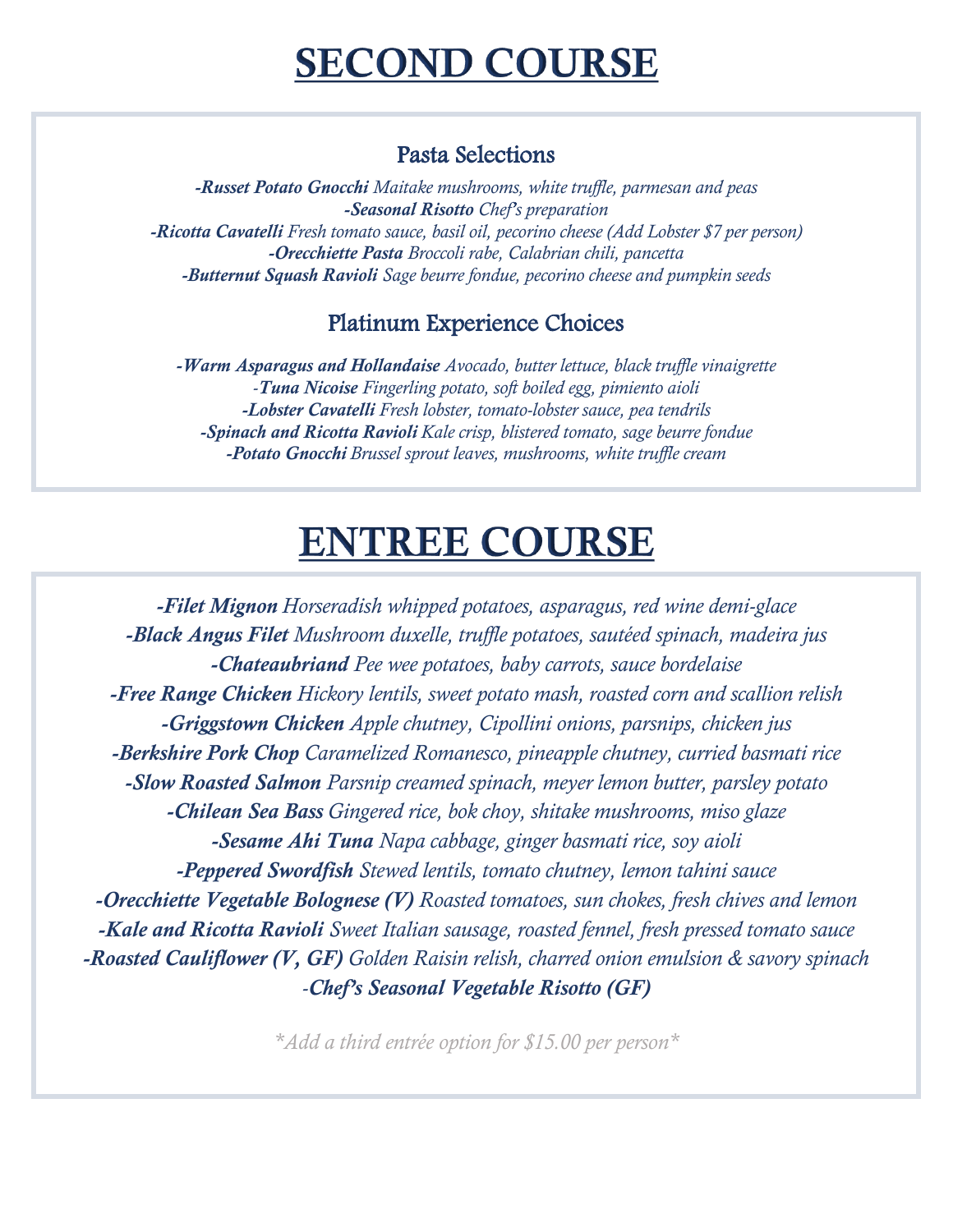# SECOND COURSE

## Pasta Selections

*-**Russet Potato Gnocchi** Maitake mushrooms, white truffle, parmesan and peas*
*-**Seasonal Risotto** Chef's preparation*
*-**Ricotta Cavatelli** Fresh tomato sauce, basil oil, pecorino cheese (Add Lobster $7 per person)*
*-**Orecchiette Pasta** Broccoli rabe, Calabrian chili, pancetta*
*-**Butternut Squash Ravioli** Sage beurre fondue, pecorino cheese and pumpkin seeds*

## Platinum Experience Choices

*-**Warm Asparagus and Hollandaise** Avocado, butter lettuce, black truffle vinaigrette*
*-**Tuna Nicoise** Fingerling potato, soft boiled egg, pimiento aioli*
*-**Lobster Cavatelli** Fresh lobster, tomato-lobster sauce, pea tendrils*
*-**Spinach and Ricotta Ravioli** Kale crisp, blistered tomato, sage beurre fondue*
*-**Potato Gnocchi** Brussel sprout leaves, mushrooms, white truffle cream*

# ENTREE COURSE

*-**Filet Mignon** Horseradish whipped potatoes, asparagus, red wine demi-glace*
*-**Black Angus Filet** Mushroom duxelle, truffle potatoes, sautéed spinach, madeira jus*
*-**Chateaubriand** Pee wee potatoes, baby carrots, sauce bordelaise*
*-**Free Range Chicken** Hickory lentils, sweet potato mash, roasted corn and scallion relish*
*-**Griggstown Chicken** Apple chutney, Cipollini onions, parsnips, chicken jus*
*-**Berkshire Pork Chop** Caramelized Romanesco, pineapple chutney, curried basmati rice*
*-**Slow Roasted Salmon** Parsnip creamed spinach, meyer lemon butter, parsley potato*
*-**Chilean Sea Bass** Gingered rice, bok choy, shitake mushrooms, miso glaze*
*-**Sesame Ahi Tuna** Napa cabbage, ginger basmati rice, soy aioli*
*-**Peppered Swordfish** Stewed lentils, tomato chutney, lemon tahini sauce*
*-**Orecchiette Vegetable Bolognese (V)** Roasted tomatoes, sun chokes, fresh chives and lemon*
*-**Kale and Ricotta Ravioli** Sweet Italian sausage, roasted fennel, fresh pressed tomato sauce*
*-**Roasted Cauliflower (V, GF)** Golden Raisin relish, charred onion emulsion & savory spinach*
*-**Chef's Seasonal Vegetable Risotto (GF)***

*\*Add a third entrée option for $15.00 per person\**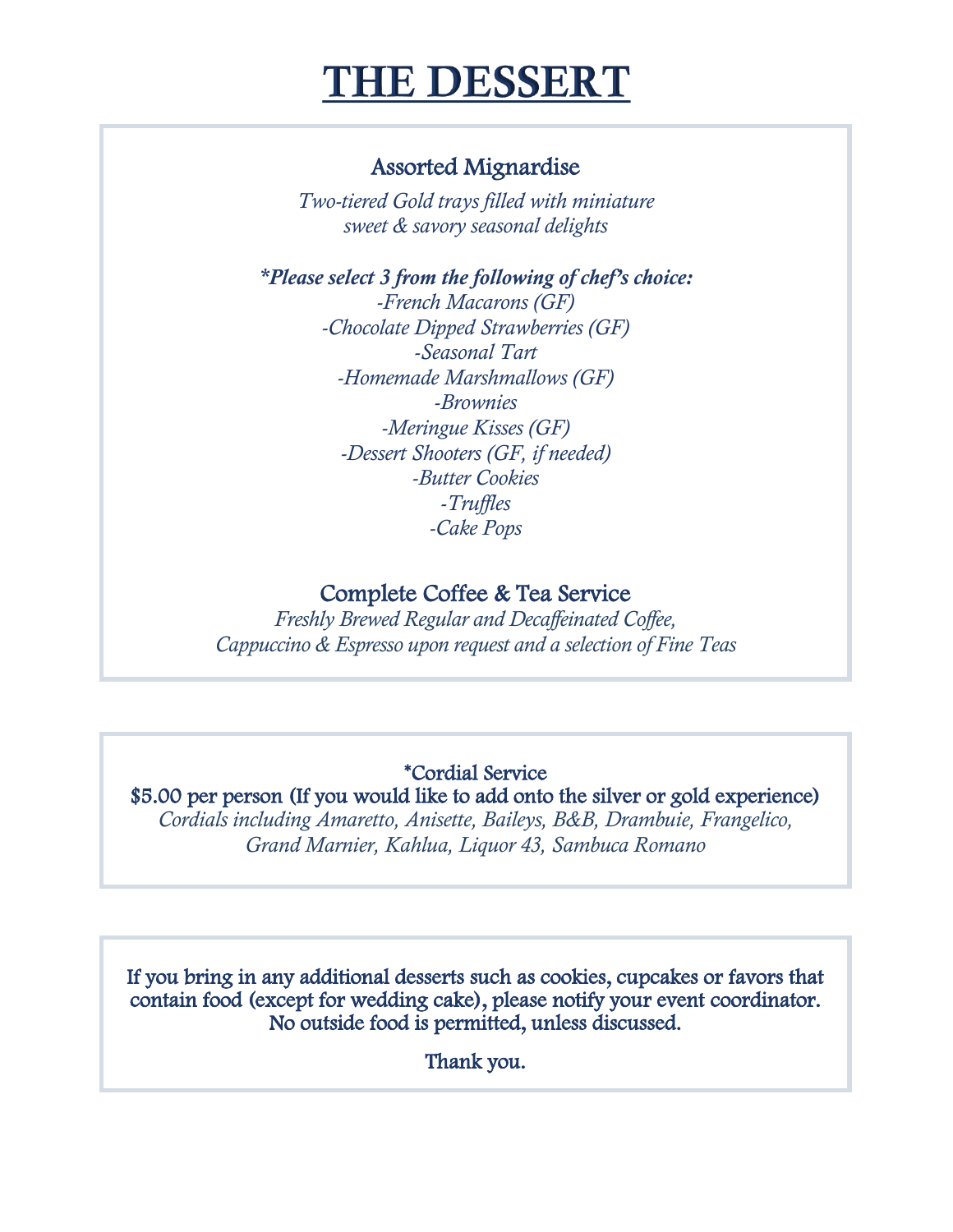# THE DESSERT

## Assorted Mignardise

*Two-tiered Gold trays filled with miniature sweet & savory seasonal delights*

***Please select 3 from the following of chef's choice:***

*-French Macarons (GF)*
*-Chocolate Dipped Strawberries (GF)*
*-Seasonal Tart*
*-Homemade Marshmallows (GF)*
*-Brownies*
*-Meringue Kisses (GF)*
*-Dessert Shooters (GF, if needed)*
*-Butter Cookies*
*-Truffles*
*-Cake Pops*

## Complete Coffee & Tea Service

*Freshly Brewed Regular and Decaffeinated Coffee, Cappuccino & Espresso upon request and a selection of Fine Teas*

---

*Cordial Service
$5.00 per person (If you would like to add onto the silver or gold experience)
*Cordials including Amaretto, Anisette, Baileys, B&B, Drambuie, Frangelico, Grand Marnier, Kahlua, Liquor 43, Sambuca Romano*

---

If you bring in any additional desserts such as cookies, cupcakes or favors that contain food (except for wedding cake), please notify your event coordinator. No outside food is permitted, unless discussed.

Thank you.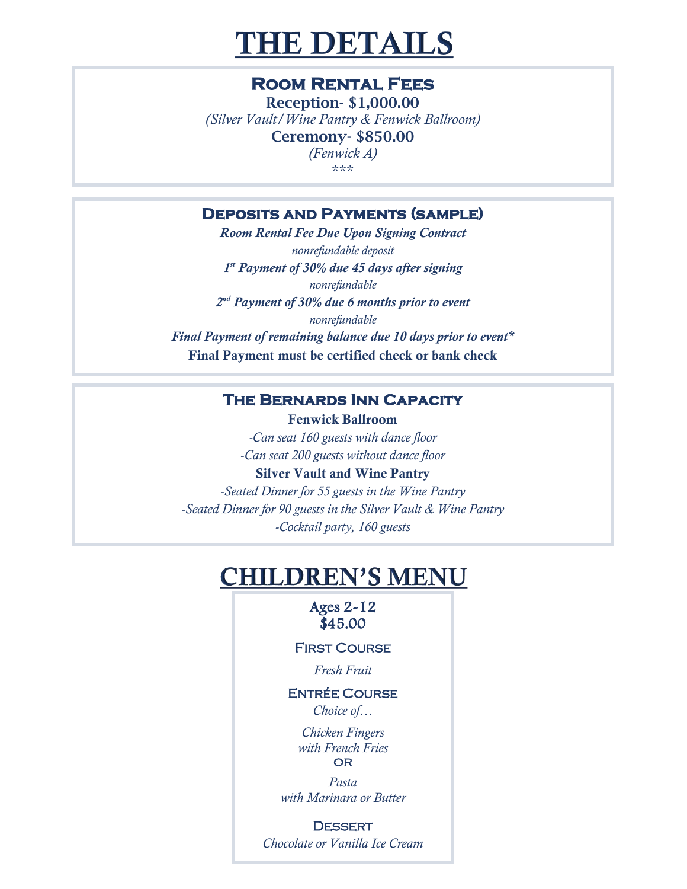# THE DETAILS

## Room Rental Fees

**Reception- $1,000.00**

*(Silver Vault/Wine Pantry & Fenwick Ballroom)*

**Ceremony- $850.00**

*(Fenwick A)*

\*\*\*

## Deposits and Payments (sample)

***Room Rental Fee Due Upon Signing Contract***

*nonrefundable deposit*

***1st Payment of 30% due 45 days after signing***

*nonrefundable*

***2nd Payment of 30% due 6 months prior to event***

*nonrefundable*

***Final Payment of remaining balance due 10 days prior to event****

**Final Payment must be certified check or bank check**

## The Bernards Inn Capacity

**Fenwick Ballroom**

*-Can seat 160 guests with dance floor*

*-Can seat 200 guests without dance floor*

**Silver Vault and Wine Pantry**

*-Seated Dinner for 55 guests in the Wine Pantry*

*-Seated Dinner for 90 guests in the Silver Vault & Wine Pantry*

*-Cocktail party, 160 guests*

# CHILDREN'S MENU

Ages 2-12
$45.00

### First Course

*Fresh Fruit*

### Entrée Course

*Choice of…*

*Chicken Fingers*
*with French Fries*

OR

*Pasta*
*with Marinara or Butter*

### Dessert

*Chocolate or Vanilla Ice Cream*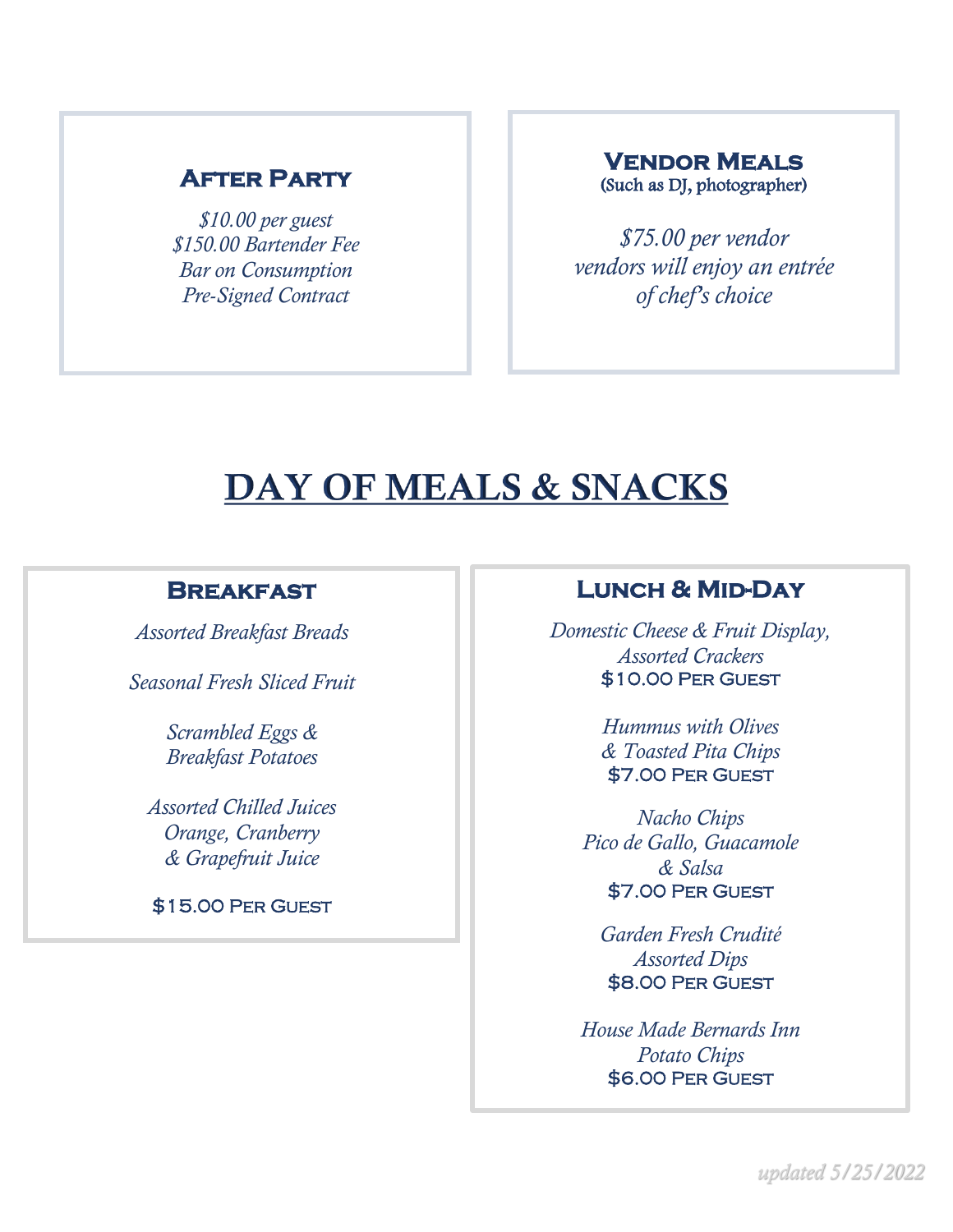### After Party

*$10.00 per guest*
*$150.00 Bartender Fee*
*Bar on Consumption*
*Pre-Signed Contract*

### Vendor Meals

(Such as DJ, photographer)

*$75.00 per vendor*
*vendors will enjoy an entrée of chef's choice*

# DAY OF MEALS & SNACKS

### Breakfast

*Assorted Breakfast Breads*

*Seasonal Fresh Sliced Fruit*

*Scrambled Eggs & Breakfast Potatoes*

*Assorted Chilled Juices*
*Orange, Cranberry & Grapefruit Juice*

$15.00 Per Guest

### Lunch & Mid-Day

*Domestic Cheese & Fruit Display, Assorted Crackers*
$10.00 Per Guest

*Hummus with Olives & Toasted Pita Chips*
$7.00 Per Guest

*Nacho Chips*
*Pico de Gallo, Guacamole & Salsa*
$7.00 Per Guest

*Garden Fresh Crudité*
*Assorted Dips*
$8.00 Per Guest

*House Made Bernards Inn Potato Chips*
$6.00 Per Guest

*updated 5/25/2022*